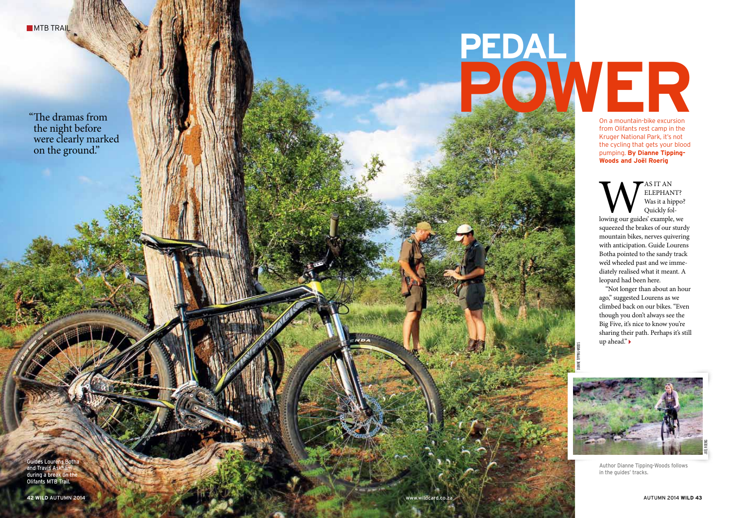# PEDAL POWER

On a mountain-bike excursion from Olifants rest camp in the Kruger National Park, it's not the cycling that gets your blood pumping. **By Dianne Tipping-Woods and Joël Roerig**

"The dramas from the night before were clearly marked on the ground."

WAS IT AN ELEPHANT? Was it a hippo? Quickly following our guides' example, we squeezed the brakes of our sturdy mountain bikes, nerves quivering with anticipation. Guide Lourens Botha pointed to the sandy track we'd wheeled past and we immediately realised what it meant. A leopard had been here.

"Not longer than about an hour ago," suggested Lourens as we climbed back on our bikes. "Even though you don't always see the Big Five, it's nice to know you're sharing their path. Perhaps it's still up ahead."

Guides Lourens Botha and Travis Askham during a break on the Olifants MTB Trail.

Author Dianne Tipping-Woods follows in the guides' tracks.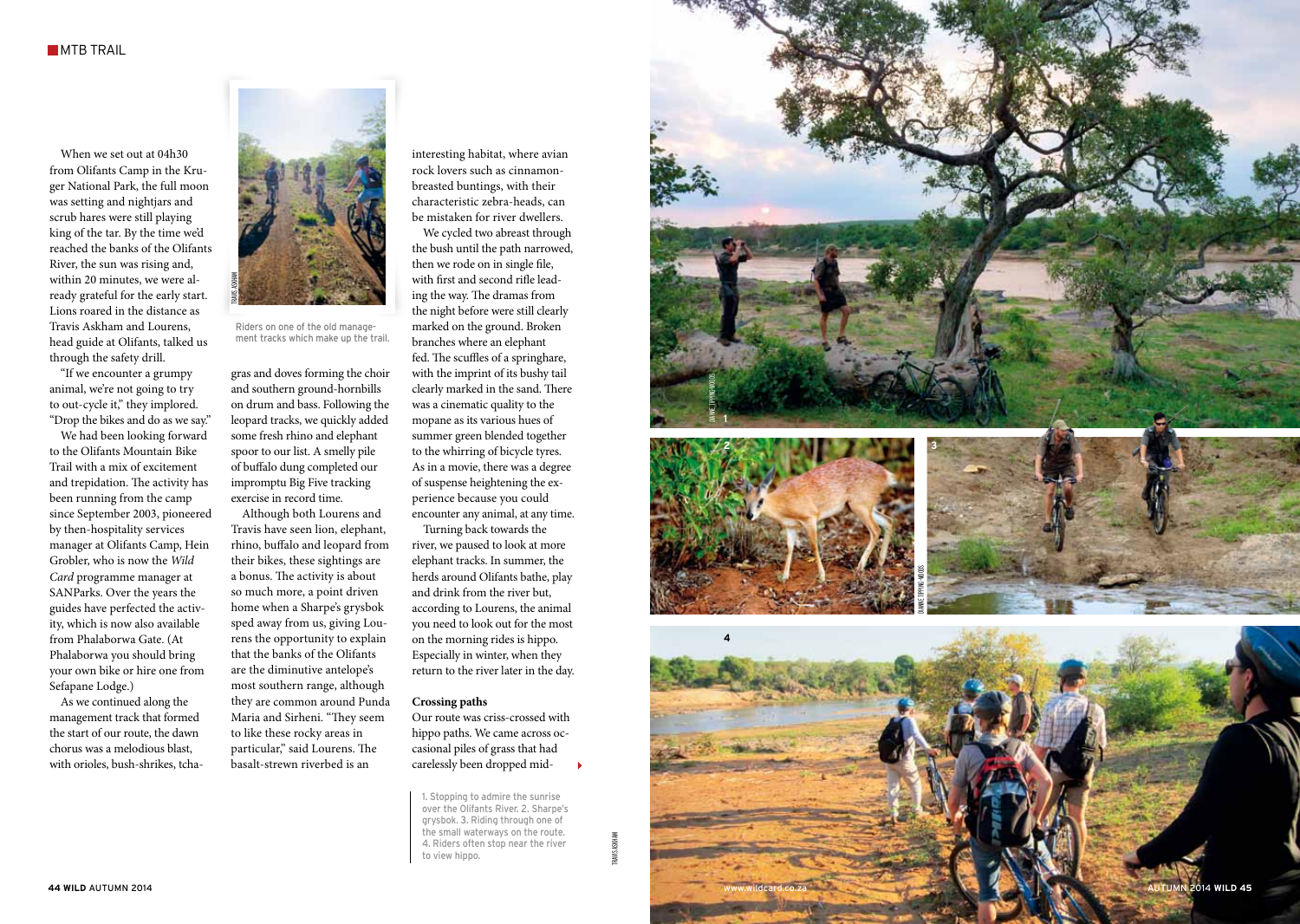When we set out at 04h30 from Olifants Camp in the Kruger National Park, the full moon was setting and nightjars and scrub hares were still playing king of the tar. By the time we'd reached the banks of the Olifants River, the sun was rising and, within 20 minutes, we were already grateful for the early start. Lions roared in the distance as Travis Askham and Lourens, head guide at Olifants, talked us through the safety drill.

"If we encounter a grumpy animal, we're not going to try to out-cycle it," they implored. "Drop the bikes and do as we say."

We had been looking forward to the Olifants Mountain Bike Trail with a mix of excitement and trepidation. The activity has been running from the camp since September 2003, pioneered by then-hospitality services manager at Olifants Camp, Hein Grobler, who is now the *Wild Card* programme manager at SANParks. Over the years the guides have perfected the activity, which is now also available from Phalaborwa Gate. (At Phalaborwa you should bring your own bike or hire one from Sefapane Lodge.)

As we continued along the management track that formed the start of our route, the dawn chorus was a melodious blast, with orioles, bush-shrikes, tchagras and doves forming the choir and southern ground-hornbills on drum and bass. Following the leopard tracks, we quickly added some fresh rhino and elephant spoor to our list. A smelly pile of buffalo dung completed our impromptu Big Five tracking exercise in record time.

Riders on one of the old management tracks which make up the trail.

Although both Lourens and Travis have seen lion, elephant, rhino, buffalo and leopard from their bikes, these sightings are a bonus. The activity is about so much more, a point driven home when a Sharpe's grysbok sped away from us, giving Lourens the opportunity to explain that the banks of the Olifants are the diminutive antelope's most southern range, although they are common around Punda Maria and Sirheni. "They seem to like these rocky areas in particular," said Lourens. The basalt-strewn riverbed is an interesting habitat, where avian rock lovers such as cinnamon-breasted buntings, with their characteristic zebra-heads, can be mistaken for river dwellers.

We cycled two abreast through the bush until the path narrowed, then we rode on in single file, with first and second rifle leading the way. The dramas from the night before were still clearly marked on the ground. Broken branches where an elephant fed. The scuffles of a springhare, with the imprint of its bushy tail clearly marked in the sand. There was a cinematic quality to the mopane as its various hues of summer green blended together to the whirring of bicycle tyres. As in a movie, there was a degree of suspense heightening the experience because you could encounter any animal, at any time.

Turning back towards the river, we paused to look at more elephant tracks. In summer, the herds around Olifants bathe, play and drink from the river but, according to Lourens, the animal you need to look out for the most on the morning rides is hippo. Especially in winter, when they return to the river later in the day.

**Crossing paths**

Our route was criss-crossed with hippo paths. We came across occasional piles of grass that had carelessly been dropped mid-

1. Stopping to admire the sunrise over the Olifants River. 2. Sharpe's grysbok. 3. Riding through one of the small waterways on the route. 4. Riders often stop near the river to view hippo.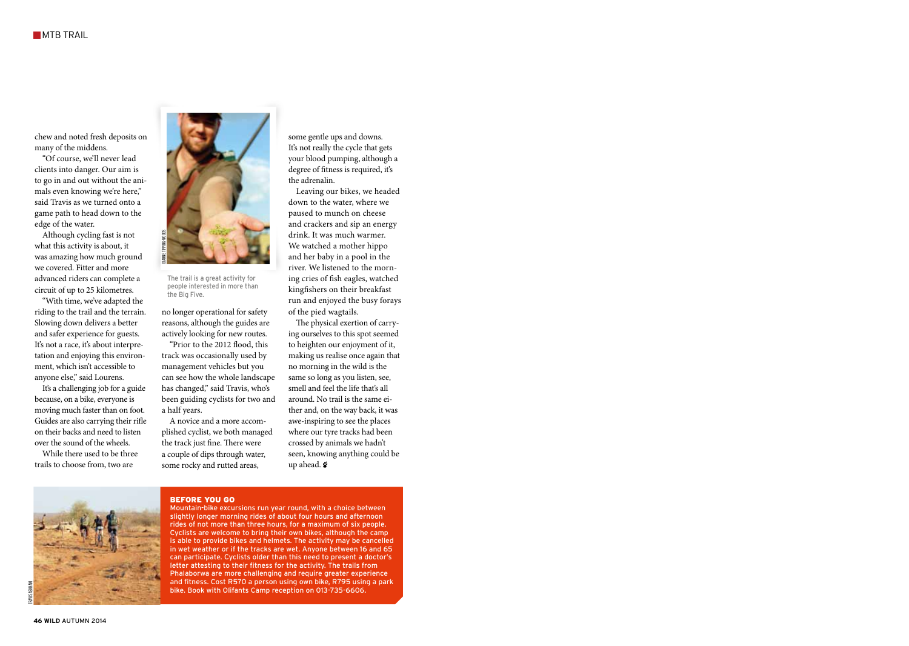chew and noted fresh deposits on many of the middens.

"Of course, we'll never lead clients into danger. Our aim is to go in and out without the animals even knowing we're here," said Travis as we turned onto a game path to head down to the edge of the water.

Although cycling fast is not what this activity is about, it was amazing how much ground we covered. Fitter and more advanced riders can complete a circuit of up to 25 kilometres.

"With time, we've adapted the riding to the trail and the terrain. Slowing down delivers a better and safer experience for guests. It's not a race, it's about interpretation and enjoying this environment, which isn't accessible to anyone else," said Lourens.

It's a challenging job for a guide because, on a bike, everyone is moving much faster than on foot. Guides are also carrying their rifle on their backs and need to listen over the sound of the wheels.

While there used to be three trails to choose from, two are no longer operational for safety reasons, although the guides are actively looking for new routes.

"Prior to the 2012 flood, this track was occasionally used by management vehicles but you can see how the whole landscape has changed," said Travis, who's been guiding cyclists for two and a half years.

A novice and a more accomplished cyclist, we both managed the track just fine. There were a couple of dips through water, some rocky and rutted areas, some gentle ups and downs. It's not really the cycle that gets your blood pumping, although a degree of fitness is required, it's the adrenalin.

Leaving our bikes, we headed down to the water, where we paused to munch on cheese and crackers and sip an energy drink. It was much warmer. We watched a mother hippo and her baby in a pool in the river. We listened to the morning cries of fish eagles, watched kingfishers on their breakfast run and enjoyed the busy forays of the pied wagtails.

The physical exertion of carrying ourselves to this spot seemed to heighten our enjoyment of it, making us realise once again that no morning in the wild is the same so long as you listen, see, smell and feel the life that's all around. No trail is the same either and, on the way back, it was awe-inspiring to see the places where our tyre tracks had been crossed by animals we hadn't seen, knowing anything could be up ahead.

DIANNE TIPPING-WOODS

The trail is a great activity for people interested in more than the Big Five.

TRAVIS ASKHAM

### BEFORE YOU GO

Mountain-bike excursions run year round, with a choice between slightly longer morning rides of about four hours and afternoon rides of not more than three hours, for a maximum of six people. Cyclists are welcome to bring their own bikes, although the camp is able to provide bikes and helmets. The activity may be cancelled in wet weather or if the tracks are wet. Anyone between 16 and 65 can participate. Cyclists older than this need to present a doctor's letter attesting to their fitness for the activity. The trails from Phalaborwa are more challenging and require greater experience and fitness. Cost R570 a person using own bike, R795 using a park bike. Book with Olifants Camp reception on 013-735-6606.